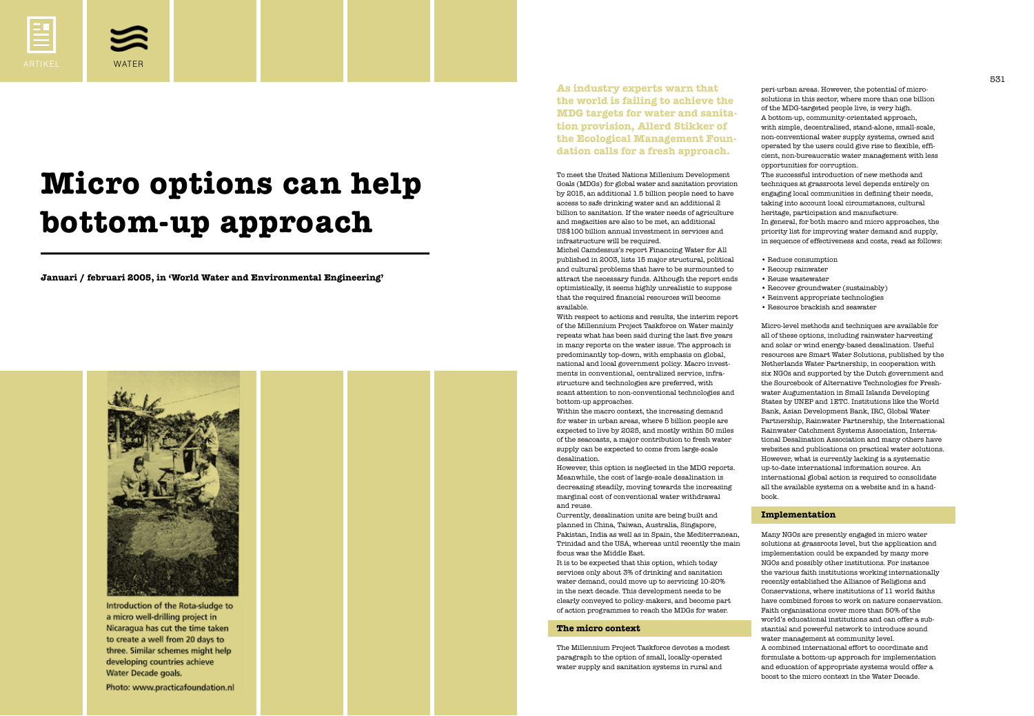ARTIKEL

WATER

# Micro options can help bottom-up approach

**Januari / februari 2005, in 'World Water and Environmental Engineering'**

Introduction of the Rota-sludge to a micro well-drilling project in Nicaragua has cut the time taken to create a well from 20 days to three. Similar schemes might help developing countries achieve Water Decade goals.

Photo: www.practicafoundation.nl

**As industry experts warn that the world is failing to achieve the MDG targets for water and sanitation provision, Allerd Stikker of the Ecological Management Foundation calls for a fresh approach.**

To meet the United Nations Millenium Development Goals (MDGs) for global water and sanitation provision by 2015, an additional 1.5 billion people need to have access to safe drinking water and an additional 2 billion to sanitation. If the water needs of agriculture and megacities are also to be met, an additional US$100 billion annual investment in services and infrastructure will be required.

Michel Camdessus's report Financing Water for All published in 2003, lists 15 major structural, political and cultural problems that have to be surmounted to attract the necessary funds. Although the report ends optimistically, it seems highly unrealistic to suppose that the required financial resources will become available.

With respect to actions and results, the interim report of the Millennium Project Taskforce on Water mainly repeats what has been said during the last five years in many reports on the water issue. The approach is predominantly top-down, with emphasis on global, national and local government policy. Macro investments in conventional, centralized service, infrastructure and technologies are preferred, with scant attention to non-conventional technologies and bottom-up approaches.

Within the macro context, the increasing demand for water in urban areas, where 5 billion people are expected to live by 2025, and mostly within 50 miles of the seacoasts, a major contribution to fresh water supply can be expected to come from large-scale desalination.

However, this option is neglected in the MDG reports. Meanwhile, the cost of large-scale desalination is decreasing steadily, moving towards the increasing marginal cost of conventional water withdrawal and reuse.

Currently, desalination units are being built and planned in China, Taiwan, Australia, Singapore, Pakistan, India as well as in Spain, the Mediterranean, Trinidad and the USA, whereas until recently the main focus was the Middle East.

It is to be expected that this option, which today services only about 3% of drinking and sanitation water demand, could move up to servicing 10-20% in the next decade. This development needs to be clearly conveyed to policy-makers, and become part of action programmes to reach the MDGs for water.

## The micro context

The Millennium Project Taskforce devotes a modest paragraph to the option of small, locally-operated water supply and sanitation systems in rural and peri-urban areas. However, the potential of micro-solutions in this sector, where more than one billion of the MDG-targeted people live, is very high.

A bottom-up, community-orientated approach, with simple, decentralised, stand-alone, small-scale, non-conventional water supply systems, owned and operated by the users could give rise to flexible, efficient, non-bureaucratic water management with less opportunities for corruption.

The successful introduction of new methods and techniques at grassroots level depends entirely on engaging local communities in defining their needs, taking into account local circumstances, cultural heritage, participation and manufacture.

In general, for both macro and micro approaches, the priority list for improving water demand and supply, in sequence of effectiveness and costs, read as follows:

- Reduce consumption
- Recoup rainwater
- Reuse wastewater
- Recover groundwater (sustainably)
- Reinvent appropriate technologies
- Resource brackish and seawater

Micro-level methods and techniques are available for all of these options, including rainwater harvesting and solar or wind energy-based desalination. Useful resources are Smart Water Solutions, published by the Netherlands Water Partnership, in cooperation with six NGOs and supported by the Dutch government and the Sourcebook of Alternative Technologies for Freshwater Augumentation in Small Islands Developing States by UNEP and IETC. Institutions like the World Bank, Asian Development Bank, IRC, Global Water Partnership, Rainwater Partnership, the International Rainwater Catchment Systems Association, International Desalination Association and many others have websites and publications on practical water solutions. However, what is currently lacking is a systematic up-to-date international information source. An international global action is required to consolidate all the available systems on a website and in a handbook.

## Implementation

Many NGOs are presently engaged in micro water solutions at grassroots level, but the application and implementation could be expanded by many more NGOs and possibly other institutions. For instance the various faith institutions working internationally recently established the Alliance of Religions and Conservations, where institutions of 11 world faiths have combined forces to work on nature conservation. Faith organisations cover more than 50% of the world's educational institutions and can offer a substantial and powerful network to introduce sound water management at community level.

A combined international effort to coordinate and formulate a bottom-up approach for implementation and education of appropriate systems would offer a boost to the micro context in the Water Decade.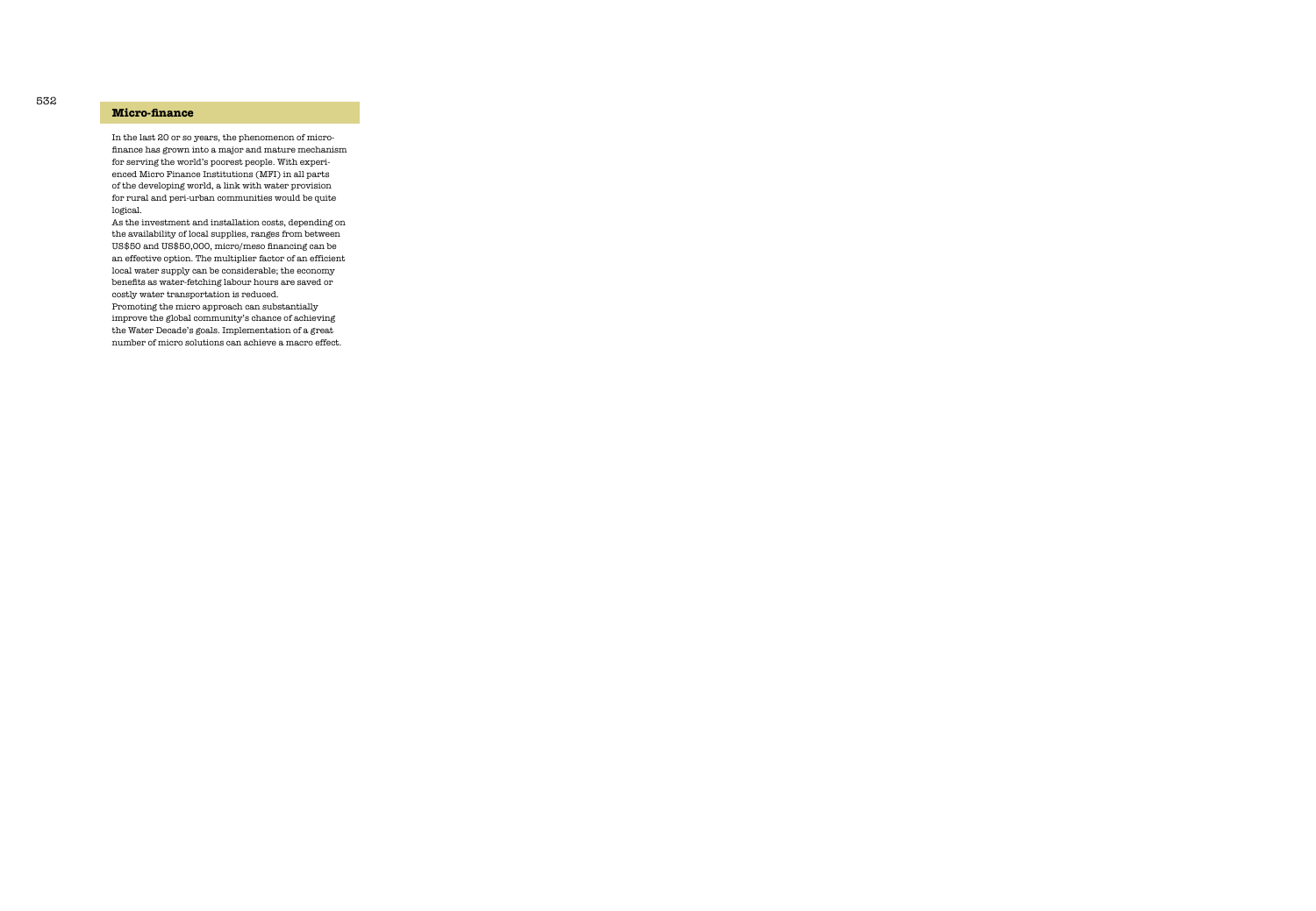## Micro-finance

In the last 20 or so years, the phenomenon of micro-finance has grown into a major and mature mechanism for serving the world's poorest people. With experienced Micro Finance Institutions (MFI) in all parts of the developing world, a link with water provision for rural and peri-urban communities would be quite logical.

As the investment and installation costs, depending on the availability of local supplies, ranges from between US$50 and US$50,000, micro/meso financing can be an effective option. The multiplier factor of an efficient local water supply can be considerable; the economy benefits as water-fetching labour hours are saved or costly water transportation is reduced.

Promoting the micro approach can substantially improve the global community's chance of achieving the Water Decade's goals. Implementation of a great number of micro solutions can achieve a macro effect.